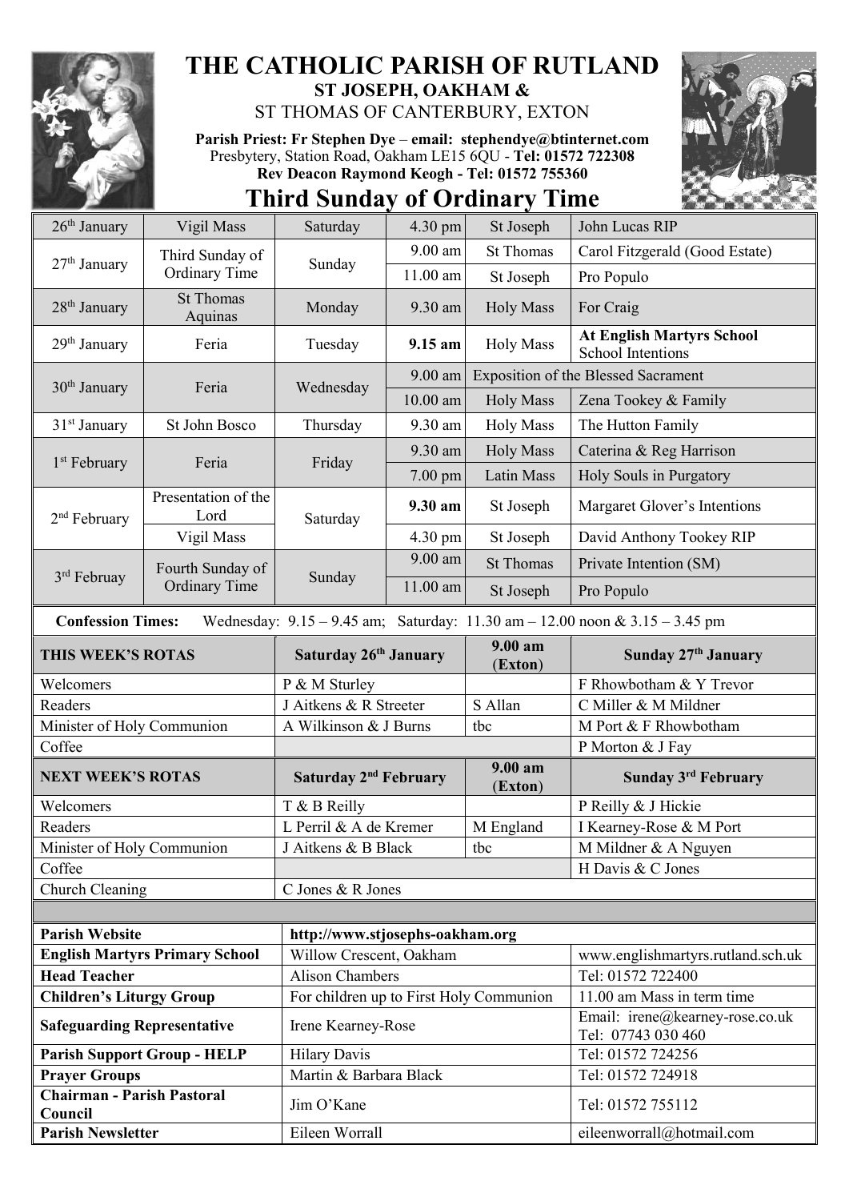# THE CATHOLIC PARISH OF RUTLAND

## ST JOSEPH, OAKHAM &
## ST THOMAS OF CANTERBURY, EXTON

**Parish Priest: Fr Stephen Dye – email: stephendye@btinternet.com**
Presbytery, Station Road, Oakham LE15 6QU - **Tel: 01572 722308**
**Rev Deacon Raymond Keogh - Tel: 01572 755360**

# Third Sunday of Ordinary Time

| Date | Feast | Day | Time | Mass | Intention |
|---|---|---|---|---|---|
| 26th January | Vigil Mass | Saturday | 4.30 pm | St Joseph | John Lucas RIP |
| 27th January | Third Sunday of Ordinary Time | Sunday | 9.00 am | St Thomas | Carol Fitzgerald (Good Estate) |
| | | | 11.00 am | St Joseph | Pro Populo |
| 28th January | St Thomas Aquinas | Monday | 9.30 am | Holy Mass | For Craig |
| 29th January | Feria | Tuesday | **9.15 am** | Holy Mass | **At English Martyrs School** School Intentions |
| 30th January | Feria | Wednesday | 9.00 am | Exposition of the Blessed Sacrament | |
| | | | 10.00 am | Holy Mass | Zena Tookey & Family |
| 31st January | St John Bosco | Thursday | 9.30 am | Holy Mass | The Hutton Family |
| 1st February | Feria | Friday | 9.30 am | Holy Mass | Caterina & Reg Harrison |
| | | | 7.00 pm | Latin Mass | Holy Souls in Purgatory |
| 2nd February | Presentation of the Lord | Saturday | **9.30 am** | St Joseph | Margaret Glover's Intentions |
| | Vigil Mass | | 4.30 pm | St Joseph | David Anthony Tookey RIP |
| 3rd Februay | Fourth Sunday of Ordinary Time | Sunday | 9.00 am | St Thomas | Private Intention (SM) |
| | | | 11.00 am | St Joseph | Pro Populo |

**Confession Times:** Wednesday: 9.15 – 9.45 am; Saturday: 11.30 am – 12.00 noon & 3.15 – 3.45 pm

| **THIS WEEK'S ROTAS** | **Saturday 26th January** | **9.00 am (Exton)** | **Sunday 27th January** |
|---|---|---|---|
| Welcomers | P & M Sturley | | F Rhowbotham & Y Trevor |
| Readers | J Aitkens & R Streeter | S Allan | C Miller & M Mildner |
| Minister of Holy Communion | A Wilkinson & J Burns | tbc | M Port & F Rhowbotham |
| Coffee | | | P Morton & J Fay |

| **NEXT WEEK'S ROTAS** | **Saturday 2nd February** | **9.00 am (Exton)** | **Sunday 3rd February** |
|---|---|---|---|
| Welcomers | T & B Reilly | | P Reilly & J Hickie |
| Readers | L Perril & A de Kremer | M England | I Kearney-Rose & M Port |
| Minister of Holy Communion | J Aitkens & B Black | tbc | M Mildner & A Nguyen |
| Coffee | | | H Davis & C Jones |
| Church Cleaning | C Jones & R Jones | | |

| | | |
|---|---|---|
| **Parish Website** | http://www.stjosephs-oakham.org | |
| **English Martyrs Primary School** | Willow Crescent, Oakham | www.englishmartyrs.rutland.sch.uk |
| **Head Teacher** | Alison Chambers | Tel: 01572 722400 |
| **Children's Liturgy Group** | For children up to First Holy Communion | 11.00 am Mass in term time |
| **Safeguarding Representative** | Irene Kearney-Rose | Email: irene@kearney-rose.co.uk Tel: 07743 030 460 |
| **Parish Support Group - HELP** | Hilary Davis | Tel: 01572 724256 |
| **Prayer Groups** | Martin & Barbara Black | Tel: 01572 724918 |
| **Chairman - Parish Pastoral Council** | Jim O'Kane | Tel: 01572 755112 |
| **Parish Newsletter** | Eileen Worrall | eileenworrall@hotmail.com |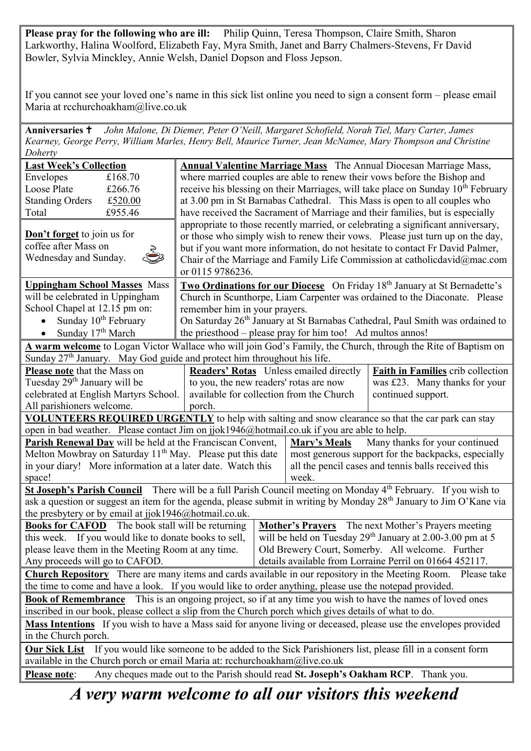**Please pray for the following who are ill:** Philip Quinn, Teresa Thompson, Claire Smith, Sharon Larkworthy, Halina Woolford, Elizabeth Fay, Myra Smith, Janet and Barry Chalmers-Stevens, Fr David Bowler, Sylvia Minckley, Annie Welsh, Daniel Dopson and Floss Jepson.

If you cannot see your loved one's name in this sick list online you need to sign a consent form – please email Maria at rcchurchoakham@live.co.uk

**Anniversaries ✝** *John Malone, Di Diemer, Peter O'Neill, Margaret Schofield, Norah Tiel, Mary Carter, James Kearney, George Perry, William Marles, Henry Bell, Maurice Turner, Jean McNamee, Mary Thompson and Christine Doherty*

**Last Week's Collection**

| | |
|---|---|
| Envelopes | £168.70 |
| Loose Plate | £266.76 |
| Standing Orders | £520.00 |
| Total | £955.46 |

**Don't forget** to join us for coffee after Mass on Wednesday and Sunday.

**Annual Valentine Marriage Mass** The Annual Diocesan Marriage Mass, where married couples are able to renew their vows before the Bishop and receive his blessing on their Marriages, will take place on Sunday 10th February at 3.00 pm in St Barnabas Cathedral. This Mass is open to all couples who have received the Sacrament of Marriage and their families, but is especially appropriate to those recently married, or celebrating a significant anniversary, or those who simply wish to renew their vows. Please just turn up on the day, but if you want more information, do not hesitate to contact Fr David Palmer, Chair of the Marriage and Family Life Commission at catholicdavid@mac.com or 0115 9786236.

**Uppingham School Masses** Mass will be celebrated in Uppingham School Chapel at 12.15 pm on:

- Sunday 10th February
- Sunday 17th March

**Two Ordinations for our Diocese** On Friday 18th January at St Bernadette's Church in Scunthorpe, Liam Carpenter was ordained to the Diaconate. Please remember him in your prayers.
On Saturday 26th January at St Barnabas Cathedral, Paul Smith was ordained to the priesthood – please pray for him too! Ad multos annos!

**A warm welcome** to Logan Victor Wallace who will join God's Family, the Church, through the Rite of Baptism on Sunday 27th January. May God guide and protect him throughout his life.

**Please note** that the Mass on Tuesday 29th January will be celebrated at English Martyrs School. All parishioners welcome.

**Readers' Rotas** Unless emailed directly to you, the new readers' rotas are now available for collection from the Church porch.

**Faith in Families** crib collection was £23. Many thanks for your continued support.

**VOLUNTEERS REQUIRED URGENTLY** to help with salting and snow clearance so that the car park can stay open in bad weather. Please contact Jim on jjok1946@hotmail.co.uk if you are able to help.

**Parish Renewal Day** will be held at the Franciscan Convent, Melton Mowbray on Saturday 11th May. Please put this date in your diary! More information at a later date. Watch this space!

**Mary's Meals** Many thanks for your continued most generous support for the backpacks, especially all the pencil cases and tennis balls received this week.

**St Joseph's Parish Council** There will be a full Parish Council meeting on Monday 4th February. If you wish to ask a question or suggest an item for the agenda, please submit in writing by Monday 28th January to Jim O'Kane via the presbytery or by email at jjok1946@hotmail.co.uk.

**Books for CAFOD** The book stall will be returning this week. If you would like to donate books to sell, please leave them in the Meeting Room at any time. Any proceeds will go to CAFOD.

**Mother's Prayers** The next Mother's Prayers meeting will be held on Tuesday 29th January at 2.00-3.00 pm at 5 Old Brewery Court, Somerby. All welcome. Further details available from Lorraine Perril on 01664 452117.

**Church Repository** There are many items and cards available in our repository in the Meeting Room. Please take the time to come and have a look. If you would like to order anything, please use the notepad provided.

**Book of Remembrance** This is an ongoing project, so if at any time you wish to have the names of loved ones inscribed in our book, please collect a slip from the Church porch which gives details of what to do.

**Mass Intentions** If you wish to have a Mass said for anyone living or deceased, please use the envelopes provided in the Church porch.

**Our Sick List** If you would like someone to be added to the Sick Parishioners list, please fill in a consent form available in the Church porch or email Maria at: rcchurchoakham@live.co.uk

**Please note**: Any cheques made out to the Parish should read **St. Joseph's Oakham RCP**. Thank you.

## *A very warm welcome to all our visitors this weekend*